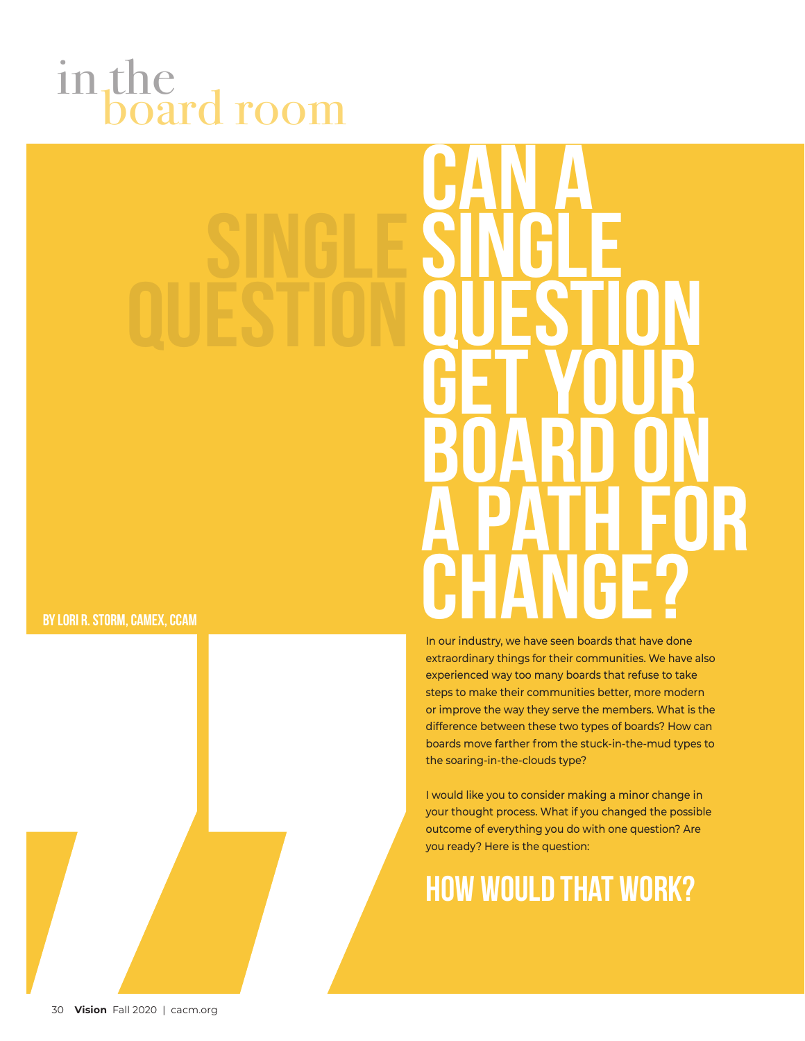in the board room

# CAN A SINGLE QUESTION GET YOUR BOARD ON A PATH FOR CHANGE?

BY LORI R. STORM, CAMEX, CCAM

In our industry, we have seen boards that have done extraordinary things for their communities. We have also experienced way too many boards that refuse to take steps to make their communities better, more modern or improve the way they serve the members. What is the difference between these two types of boards? How can boards move farther from the stuck-in-the-mud types to the soaring-in-the-clouds type?

I would like you to consider making a minor change in your thought process. What if you changed the possible outcome of everything you do with one question? Are you ready? Here is the question:

## HOW WOULD THAT WORK?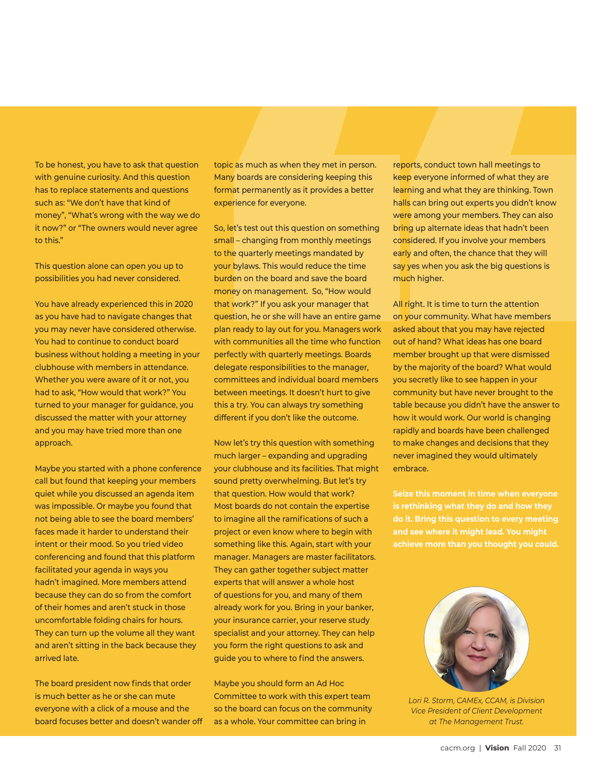To be honest, you have to ask that question with genuine curiosity. And this question has to replace statements and questions such as: "We don't have that kind of money", "What's wrong with the way we do it now?" or "The owners would never agree to this."

This question alone can open you up to possibilities you had never considered.

You have already experienced this in 2020 as you have had to navigate changes that you may never have considered otherwise. You had to continue to conduct board business without holding a meeting in your clubhouse with members in attendance. Whether you were aware of it or not, you had to ask, "How would that work?" You turned to your manager for guidance, you discussed the matter with your attorney and you may have tried more than one approach.

Maybe you started with a phone conference call but found that keeping your members quiet while you discussed an agenda item was impossible. Or maybe you found that not being able to see the board members' faces made it harder to understand their intent or their mood. So you tried video conferencing and found that this platform facilitated your agenda in ways you hadn't imagined. More members attend because they can do so from the comfort of their homes and aren't stuck in those uncomfortable folding chairs for hours. They can turn up the volume all they want and aren't sitting in the back because they arrived late.

The board president now finds that order is much better as he or she can mute everyone with a click of a mouse and the board focuses better and doesn't wander off topic as much as when they met in person. Many boards are considering keeping this format permanently as it provides a better experience for everyone.

So, let's test out this question on something small – changing from monthly meetings to the quarterly meetings mandated by your bylaws. This would reduce the time burden on the board and save the board money on management. So, "How would that work?" If you ask your manager that question, he or she will have an entire game plan ready to lay out for you. Managers work with communities all the time who function perfectly with quarterly meetings. Boards delegate responsibilities to the manager, committees and individual board members between meetings. It doesn't hurt to give this a try. You can always try something different if you don't like the outcome.

Now let's try this question with something much larger – expanding and upgrading your clubhouse and its facilities. That might sound pretty overwhelming. But let's try that question. How would that work? Most boards do not contain the expertise to imagine all the ramifications of such a project or even know where to begin with something like this. Again, start with your manager. Managers are master facilitators. They can gather together subject matter experts that will answer a whole host of questions for you, and many of them already work for you. Bring in your banker, your insurance carrier, your reserve study specialist and your attorney. They can help you form the right questions to ask and guide you to where to find the answers.

Maybe you should form an Ad Hoc Committee to work with this expert team so the board can focus on the community as a whole. Your committee can bring in reports, conduct town hall meetings to keep everyone informed of what they are learning and what they are thinking. Town halls can bring out experts you didn't know were among your members. They can also bring up alternate ideas that hadn't been considered. If you involve your members early and often, the chance that they will say yes when you ask the big questions is much higher.

All right. It is time to turn the attention on your community. What have members asked about that you may have rejected out of hand? What ideas has one board member brought up that were dismissed by the majority of the board? What would you secretly like to see happen in your community but have never brought to the table because you didn't have the answer to how it would work. Our world is changing rapidly and boards have been challenged to make changes and decisions that they never imagined they would ultimately embrace.

**Seize this moment in time when everyone is rethinking what they do and how they do it. Bring this question to every meeting and see where it might lead. You might achieve more than you thought you could.**

*Lori R. Storm, CAMEx, CCAM, is Division Vice President of Client Development at The Management Trust.*